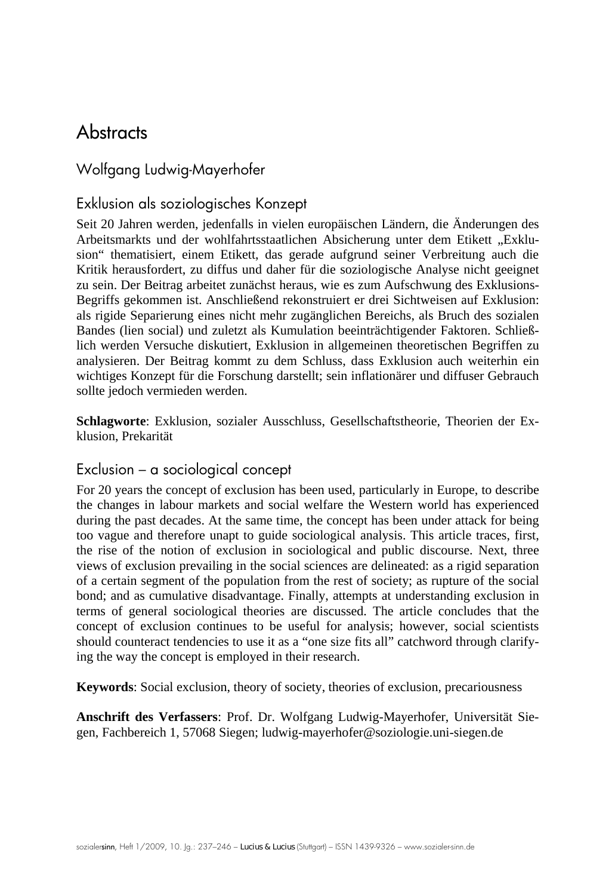# Abstracts

## Wolfgang Ludwig-Mayerhofer

### Exklusion als soziologisches Konzept

Seit 20 Jahren werden, jedenfalls in vielen europäischen Ländern, die Änderungen des Arbeitsmarkts und der wohlfahrtsstaatlichen Absicherung unter dem Etikett „Exklusion" thematisiert, einem Etikett, das gerade aufgrund seiner Verbreitung auch die Kritik herausfordert, zu diffus und daher für die soziologische Analyse nicht geeignet zu sein. Der Beitrag arbeitet zunächst heraus, wie es zum Aufschwung des Exklusions-Begriffs gekommen ist. Anschließend rekonstruiert er drei Sichtweisen auf Exklusion: als rigide Separierung eines nicht mehr zugänglichen Bereichs, als Bruch des sozialen Bandes (lien social) und zuletzt als Kumulation beeinträchtigender Faktoren. Schließlich werden Versuche diskutiert, Exklusion in allgemeinen theoretischen Begriffen zu analysieren. Der Beitrag kommt zu dem Schluss, dass Exklusion auch weiterhin ein wichtiges Konzept für die Forschung darstellt; sein inflationärer und diffuser Gebrauch sollte jedoch vermieden werden.

**Schlagworte**: Exklusion, sozialer Ausschluss, Gesellschaftstheorie, Theorien der Exklusion, Prekarität

### Exclusion – a sociological concept

For 20 years the concept of exclusion has been used, particularly in Europe, to describe the changes in labour markets and social welfare the Western world has experienced during the past decades. At the same time, the concept has been under attack for being too vague and therefore unapt to guide sociological analysis. This article traces, first, the rise of the notion of exclusion in sociological and public discourse. Next, three views of exclusion prevailing in the social sciences are delineated: as a rigid separation of a certain segment of the population from the rest of society; as rupture of the social bond; and as cumulative disadvantage. Finally, attempts at understanding exclusion in terms of general sociological theories are discussed. The article concludes that the concept of exclusion continues to be useful for analysis; however, social scientists should counteract tendencies to use it as a "one size fits all" catchword through clarifying the way the concept is employed in their research.

**Keywords**: Social exclusion, theory of society, theories of exclusion, precariousness

**Anschrift des Verfassers**: Prof. Dr. Wolfgang Ludwig-Mayerhofer, Universität Siegen, Fachbereich 1, 57068 Siegen; ludwig-mayerhofer@soziologie.uni-siegen.de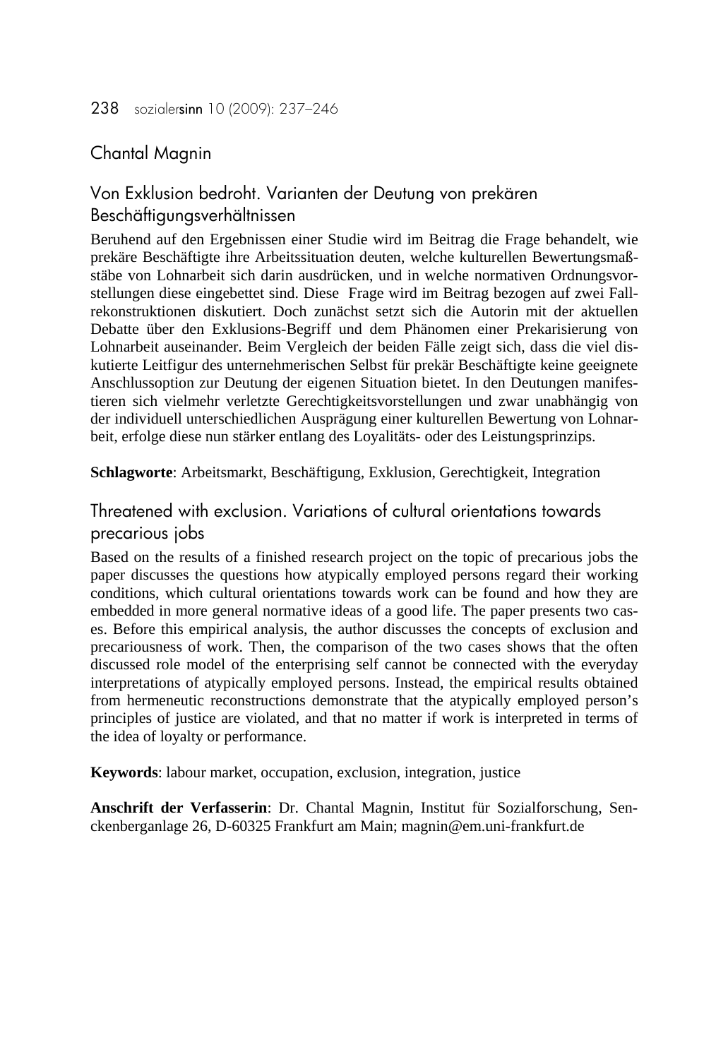Chantal Magnin

## Von Exklusion bedroht. Varianten der Deutung von prekären Beschäftigungsverhältnissen

Beruhend auf den Ergebnissen einer Studie wird im Beitrag die Frage behandelt, wie prekäre Beschäftigte ihre Arbeitssituation deuten, welche kulturellen Bewertungsmaßstäbe von Lohnarbeit sich darin ausdrücken, und in welche normativen Ordnungsvorstellungen diese eingebettet sind. Diese Frage wird im Beitrag bezogen auf zwei Fallrekonstruktionen diskutiert. Doch zunächst setzt sich die Autorin mit der aktuellen Debatte über den Exklusions-Begriff und dem Phänomen einer Prekarisierung von Lohnarbeit auseinander. Beim Vergleich der beiden Fälle zeigt sich, dass die viel diskutierte Leitfigur des unternehmerischen Selbst für prekär Beschäftigte keine geeignete Anschlussoption zur Deutung der eigenen Situation bietet. In den Deutungen manifestieren sich vielmehr verletzte Gerechtigkeitsvorstellungen und zwar unabhängig von der individuell unterschiedlichen Ausprägung einer kulturellen Bewertung von Lohnarbeit, erfolge diese nun stärker entlang des Loyalitäts- oder des Leistungsprinzips.

**Schlagworte**: Arbeitsmarkt, Beschäftigung, Exklusion, Gerechtigkeit, Integration

## Threatened with exclusion. Variations of cultural orientations towards precarious jobs

Based on the results of a finished research project on the topic of precarious jobs the paper discusses the questions how atypically employed persons regard their working conditions, which cultural orientations towards work can be found and how they are embedded in more general normative ideas of a good life. The paper presents two cases. Before this empirical analysis, the author discusses the concepts of exclusion and precariousness of work. Then, the comparison of the two cases shows that the often discussed role model of the enterprising self cannot be connected with the everyday interpretations of atypically employed persons. Instead, the empirical results obtained from hermeneutic reconstructions demonstrate that the atypically employed person's principles of justice are violated, and that no matter if work is interpreted in terms of the idea of loyalty or performance.

**Keywords**: labour market, occupation, exclusion, integration, justice

**Anschrift der Verfasserin**: Dr. Chantal Magnin, Institut für Sozialforschung, Senckenberganlage 26, D-60325 Frankfurt am Main; magnin@em.uni-frankfurt.de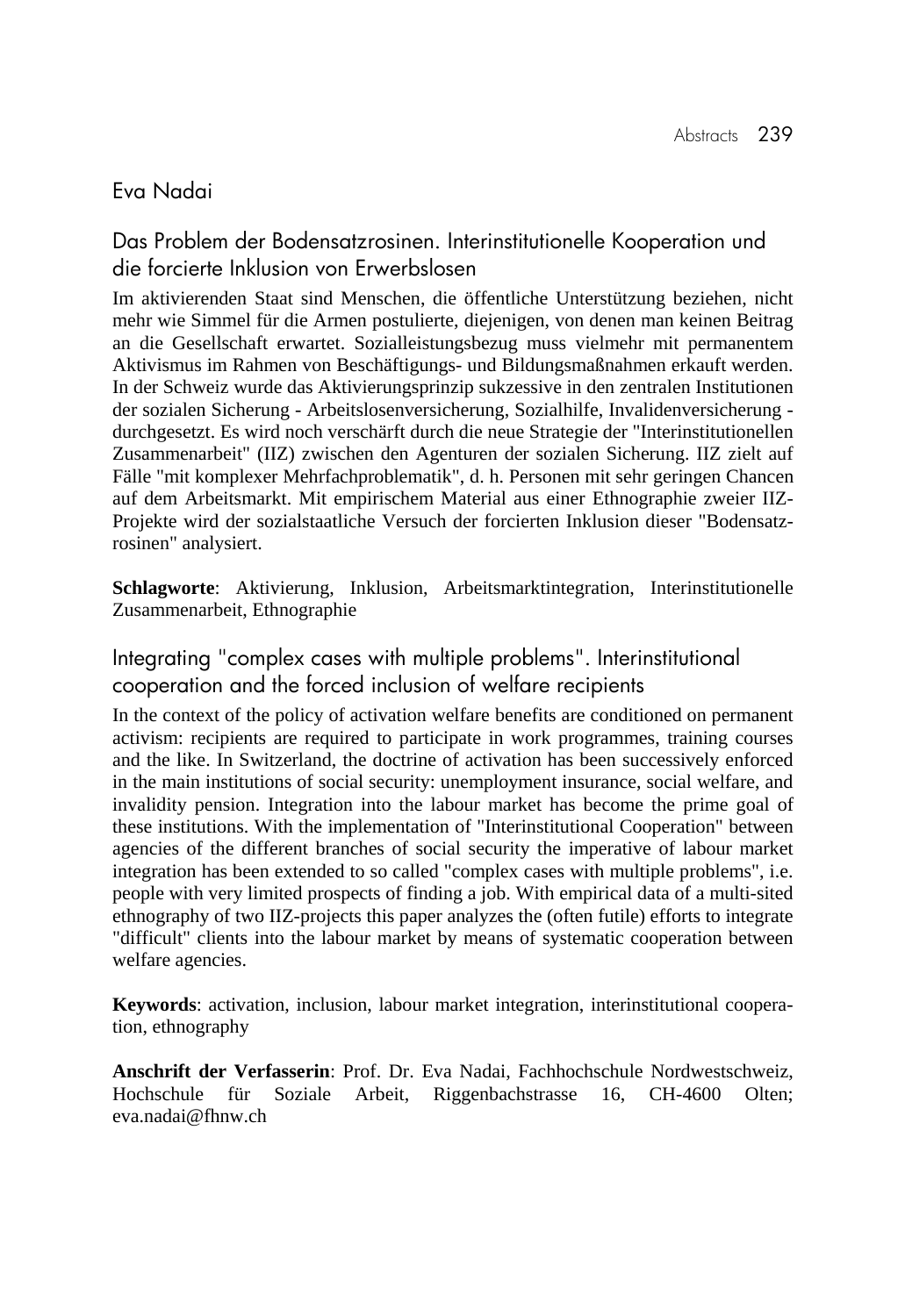## Eva Nadai

### Das Problem der Bodensatzrosinen. Interinstitutionelle Kooperation und die forcierte Inklusion von Erwerbslosen

Im aktivierenden Staat sind Menschen, die öffentliche Unterstützung beziehen, nicht mehr wie Simmel für die Armen postulierte, diejenigen, von denen man keinen Beitrag an die Gesellschaft erwartet. Sozialleistungsbezug muss vielmehr mit permanentem Aktivismus im Rahmen von Beschäftigungs- und Bildungsmaßnahmen erkauft werden. In der Schweiz wurde das Aktivierungsprinzip sukzessive in den zentralen Institutionen der sozialen Sicherung - Arbeitslosenversicherung, Sozialhilfe, Invalidenversicherung - durchgesetzt. Es wird noch verschärft durch die neue Strategie der "Interinstitutionellen Zusammenarbeit" (IIZ) zwischen den Agenturen der sozialen Sicherung. IIZ zielt auf Fälle "mit komplexer Mehrfachproblematik", d. h. Personen mit sehr geringen Chancen auf dem Arbeitsmarkt. Mit empirischem Material aus einer Ethnographie zweier IIZ-Projekte wird der sozialstaatliche Versuch der forcierten Inklusion dieser "Bodensatz-rosinen" analysiert.

**Schlagworte**: Aktivierung, Inklusion, Arbeitsmarktintegration, Interinstitutionelle Zusammenarbeit, Ethnographie

### Integrating "complex cases with multiple problems". Interinstitutional cooperation and the forced inclusion of welfare recipients

In the context of the policy of activation welfare benefits are conditioned on permanent activism: recipients are required to participate in work programmes, training courses and the like. In Switzerland, the doctrine of activation has been successively enforced in the main institutions of social security: unemployment insurance, social welfare, and invalidity pension. Integration into the labour market has become the prime goal of these institutions. With the implementation of "Interinstitutional Cooperation" between agencies of the different branches of social security the imperative of labour market integration has been extended to so called "complex cases with multiple problems", i.e. people with very limited prospects of finding a job. With empirical data of a multi-sited ethnography of two IIZ-projects this paper analyzes the (often futile) efforts to integrate "difficult" clients into the labour market by means of systematic cooperation between welfare agencies.

**Keywords**: activation, inclusion, labour market integration, interinstitutional cooperation, ethnography

**Anschrift der Verfasserin**: Prof. Dr. Eva Nadai, Fachhochschule Nordwestschweiz, Hochschule für Soziale Arbeit, Riggenbachstrasse 16, CH-4600 Olten; eva.nadai@fhnw.ch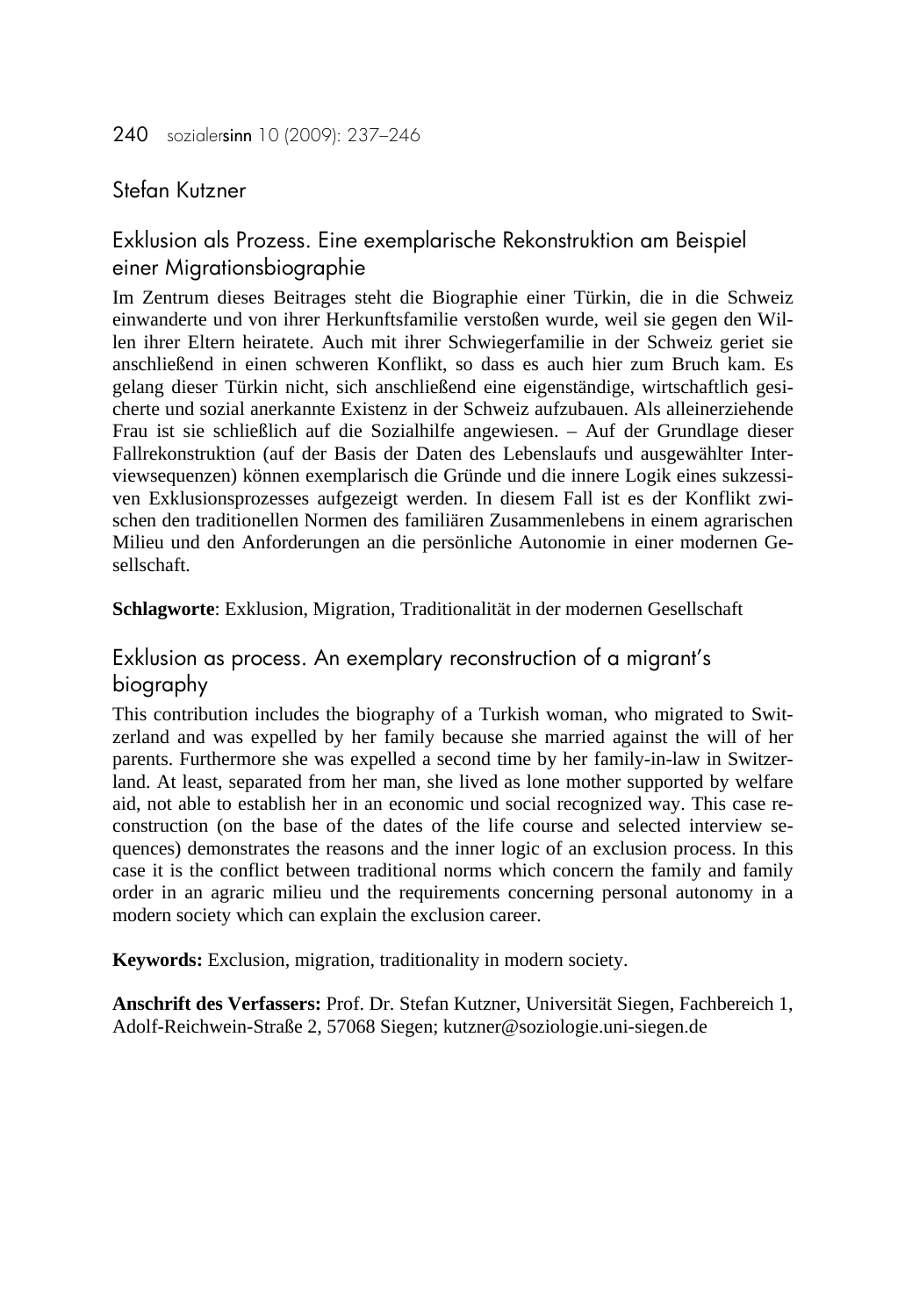Stefan Kutzner

## Exklusion als Prozess. Eine exemplarische Rekonstruktion am Beispiel einer Migrationsbiographie

Im Zentrum dieses Beitrages steht die Biographie einer Türkin, die in die Schweiz einwanderte und von ihrer Herkunftsfamilie verstoßen wurde, weil sie gegen den Willen ihrer Eltern heiratete. Auch mit ihrer Schwiegerfamilie in der Schweiz geriet sie anschließend in einen schweren Konflikt, so dass es auch hier zum Bruch kam. Es gelang dieser Türkin nicht, sich anschließend eine eigenständige, wirtschaftlich gesicherte und sozial anerkannte Existenz in der Schweiz aufzubauen. Als alleinerziehende Frau ist sie schließlich auf die Sozialhilfe angewiesen. – Auf der Grundlage dieser Fallrekonstruktion (auf der Basis der Daten des Lebenslaufs und ausgewählter Interviewsequenzen) können exemplarisch die Gründe und die innere Logik eines sukzessiven Exklusionsprozesses aufgezeigt werden. In diesem Fall ist es der Konflikt zwischen den traditionellen Normen des familiären Zusammenlebens in einem agrarischen Milieu und den Anforderungen an die persönliche Autonomie in einer modernen Gesellschaft.

**Schlagworte**: Exklusion, Migration, Traditionalität in der modernen Gesellschaft

## Exklusion as process. An exemplary reconstruction of a migrant's biography

This contribution includes the biography of a Turkish woman, who migrated to Switzerland and was expelled by her family because she married against the will of her parents. Furthermore she was expelled a second time by her family-in-law in Switzerland. At least, separated from her man, she lived as lone mother supported by welfare aid, not able to establish her in an economic und social recognized way. This case reconstruction (on the base of the dates of the life course and selected interview sequences) demonstrates the reasons and the inner logic of an exclusion process. In this case it is the conflict between traditional norms which concern the family and family order in an agraric milieu und the requirements concerning personal autonomy in a modern society which can explain the exclusion career.

**Keywords:** Exclusion, migration, traditionality in modern society.

**Anschrift des Verfassers:** Prof. Dr. Stefan Kutzner, Universität Siegen, Fachbereich 1, Adolf-Reichwein-Straße 2, 57068 Siegen; kutzner@soziologie.uni-siegen.de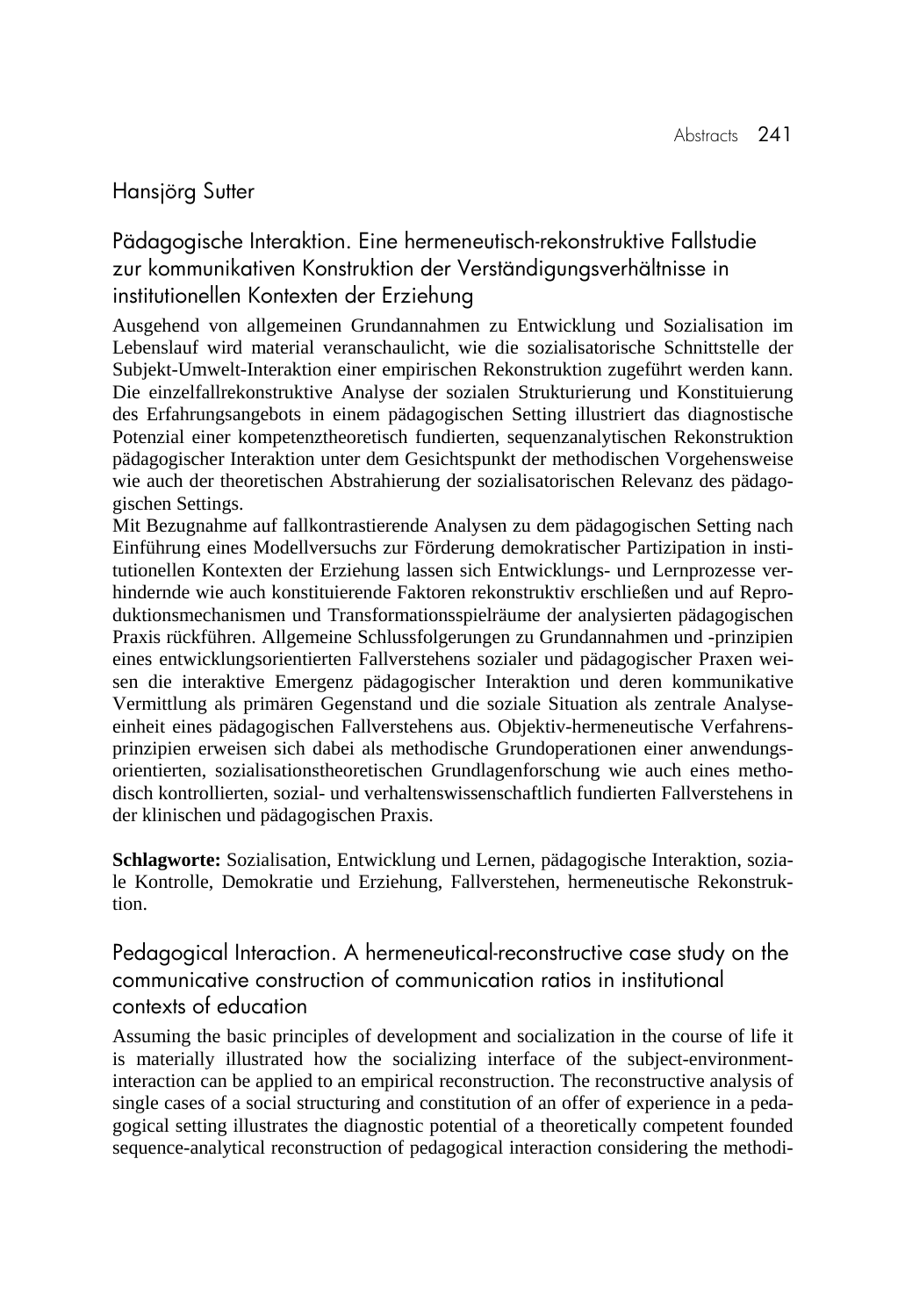## Hansjörg Sutter

### Pädagogische Interaktion. Eine hermeneutisch-rekonstruktive Fallstudie zur kommunikativen Konstruktion der Verständigungsverhältnisse in institutionellen Kontexten der Erziehung

Ausgehend von allgemeinen Grundannahmen zu Entwicklung und Sozialisation im Lebenslauf wird material veranschaulicht, wie die sozialisatorische Schnittstelle der Subjekt-Umwelt-Interaktion einer empirischen Rekonstruktion zugeführt werden kann. Die einzelfallrekonstruktive Analyse der sozialen Strukturierung und Konstituierung des Erfahrungsangebots in einem pädagogischen Setting illustriert das diagnostische Potenzial einer kompetenztheoretisch fundierten, sequenzanalytischen Rekonstruktion pädagogischer Interaktion unter dem Gesichtspunkt der methodischen Vorgehensweise wie auch der theoretischen Abstrahierung der sozialisatorischen Relevanz des pädagogischen Settings.
Mit Bezugnahme auf fallkontrastierende Analysen zu dem pädagogischen Setting nach Einführung eines Modellversuchs zur Förderung demokratischer Partizipation in institutionellen Kontexten der Erziehung lassen sich Entwicklungs- und Lernprozesse verhindernde wie auch konstituierende Faktoren rekonstruktiv erschließen und auf Reproduktionsmechanismen und Transformationsspielräume der analysierten pädagogischen Praxis rückführen. Allgemeine Schlussfolgerungen zu Grundannahmen und -prinzipien eines entwicklungsorientierten Fallverstehens sozialer und pädagogischer Praxen weisen die interaktive Emergenz pädagogischer Interaktion und deren kommunikative Vermittlung als primären Gegenstand und die soziale Situation als zentrale Analyseeinheit eines pädagogischen Fallverstehens aus. Objektiv-hermeneutische Verfahrensprinzipien erweisen sich dabei als methodische Grundoperationen einer anwendungsorientierten, sozialisationstheoretischen Grundlagenforschung wie auch eines methodisch kontrollierten, sozial- und verhaltenswissenschaftlich fundierten Fallverstehens in der klinischen und pädagogischen Praxis.

**Schlagworte:** Sozialisation, Entwicklung und Lernen, pädagogische Interaktion, soziale Kontrolle, Demokratie und Erziehung, Fallverstehen, hermeneutische Rekonstruktion.

### Pedagogical Interaction. A hermeneutical-reconstructive case study on the communicative construction of communication ratios in institutional contexts of education

Assuming the basic principles of development and socialization in the course of life it is materially illustrated how the socializing interface of the subject-environment-interaction can be applied to an empirical reconstruction. The reconstructive analysis of single cases of a social structuring and constitution of an offer of experience in a pedagogical setting illustrates the diagnostic potential of a theoretically competent founded sequence-analytical reconstruction of pedagogical interaction considering the methodi-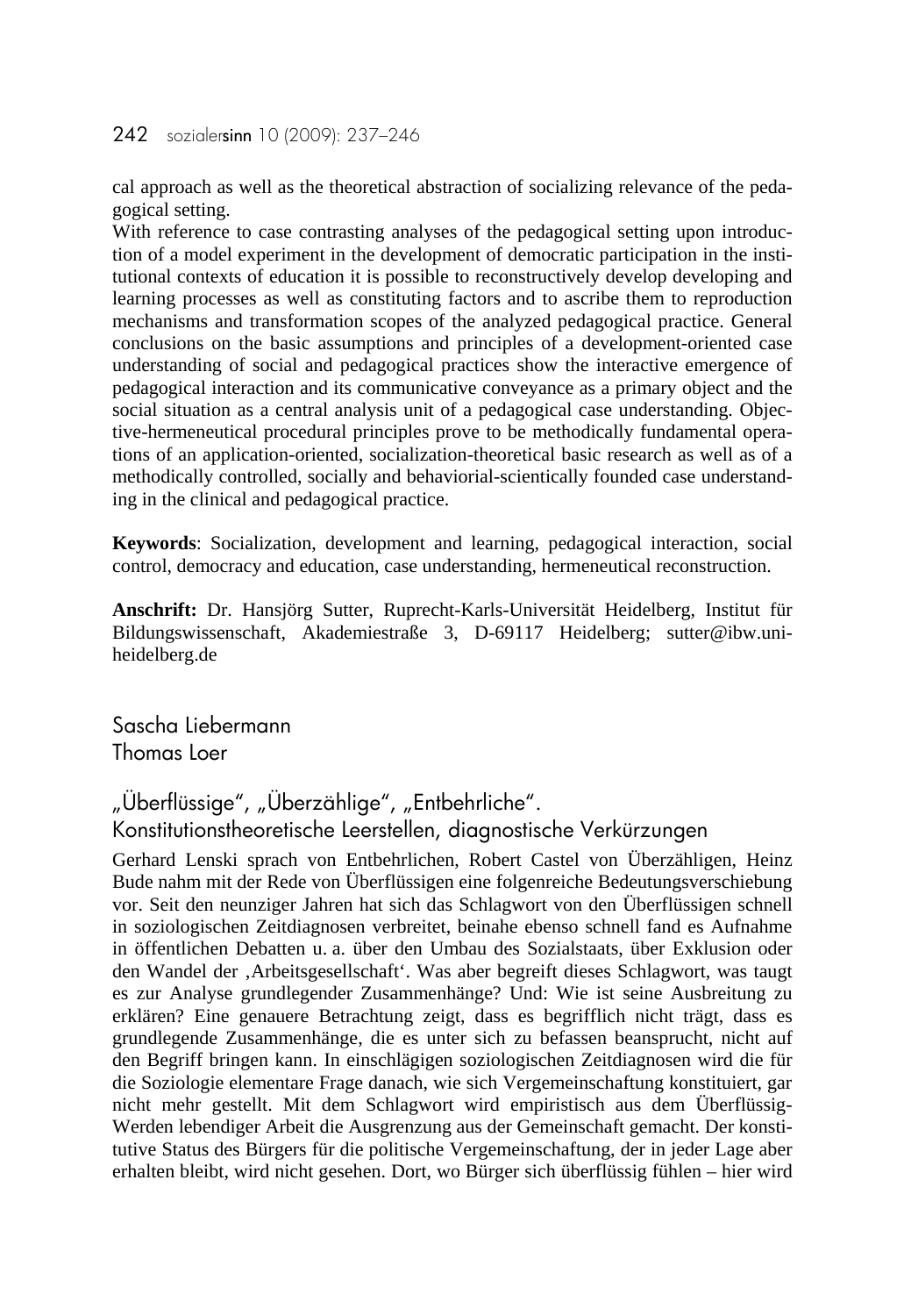cal approach as well as the theoretical abstraction of socializing relevance of the pedagogical setting.

With reference to case contrasting analyses of the pedagogical setting upon introduction of a model experiment in the development of democratic participation in the institutional contexts of education it is possible to reconstructively develop developing and learning processes as well as constituting factors and to ascribe them to reproduction mechanisms and transformation scopes of the analyzed pedagogical practice. General conclusions on the basic assumptions and principles of a development-oriented case understanding of social and pedagogical practices show the interactive emergence of pedagogical interaction and its communicative conveyance as a primary object and the social situation as a central analysis unit of a pedagogical case understanding. Objective-hermeneutical procedural principles prove to be methodically fundamental operations of an application-oriented, socialization-theoretical basic research as well as of a methodically controlled, socially and behaviorial-scientically founded case understanding in the clinical and pedagogical practice.

**Keywords**: Socialization, development and learning, pedagogical interaction, social control, democracy and education, case understanding, hermeneutical reconstruction.

**Anschrift:** Dr. Hansjörg Sutter, Ruprecht-Karls-Universität Heidelberg, Institut für Bildungswissenschaft, Akademiestraße 3, D-69117 Heidelberg; sutter@ibw.uni-heidelberg.de

Sascha Liebermann
Thomas Loer

## „Überflüssige", „Überzählige", „Entbehrliche". Konstitutionstheoretische Leerstellen, diagnostische Verkürzungen

Gerhard Lenski sprach von Entbehrlichen, Robert Castel von Überzähligen, Heinz Bude nahm mit der Rede von Überflüssigen eine folgenreiche Bedeutungsverschiebung vor. Seit den neunziger Jahren hat sich das Schlagwort von den Überflüssigen schnell in soziologischen Zeitdiagnosen verbreitet, beinahe ebenso schnell fand es Aufnahme in öffentlichen Debatten u. a. über den Umbau des Sozialstaats, über Exklusion oder den Wandel der ‚Arbeitsgesellschaft'. Was aber begreift dieses Schlagwort, was taugt es zur Analyse grundlegender Zusammenhänge? Und: Wie ist seine Ausbreitung zu erklären? Eine genauere Betrachtung zeigt, dass es begrifflich nicht trägt, dass es grundlegende Zusammenhänge, die es unter sich zu befassen beansprucht, nicht auf den Begriff bringen kann. In einschlägigen soziologischen Zeitdiagnosen wird die für die Soziologie elementare Frage danach, wie sich Vergemeinschaftung konstituiert, gar nicht mehr gestellt. Mit dem Schlagwort wird empiristisch aus dem Überflüssig-Werden lebendiger Arbeit die Ausgrenzung aus der Gemeinschaft gemacht. Der konstitutive Status des Bürgers für die politische Vergemeinschaftung, der in jeder Lage aber erhalten bleibt, wird nicht gesehen. Dort, wo Bürger sich überflüssig fühlen – hier wird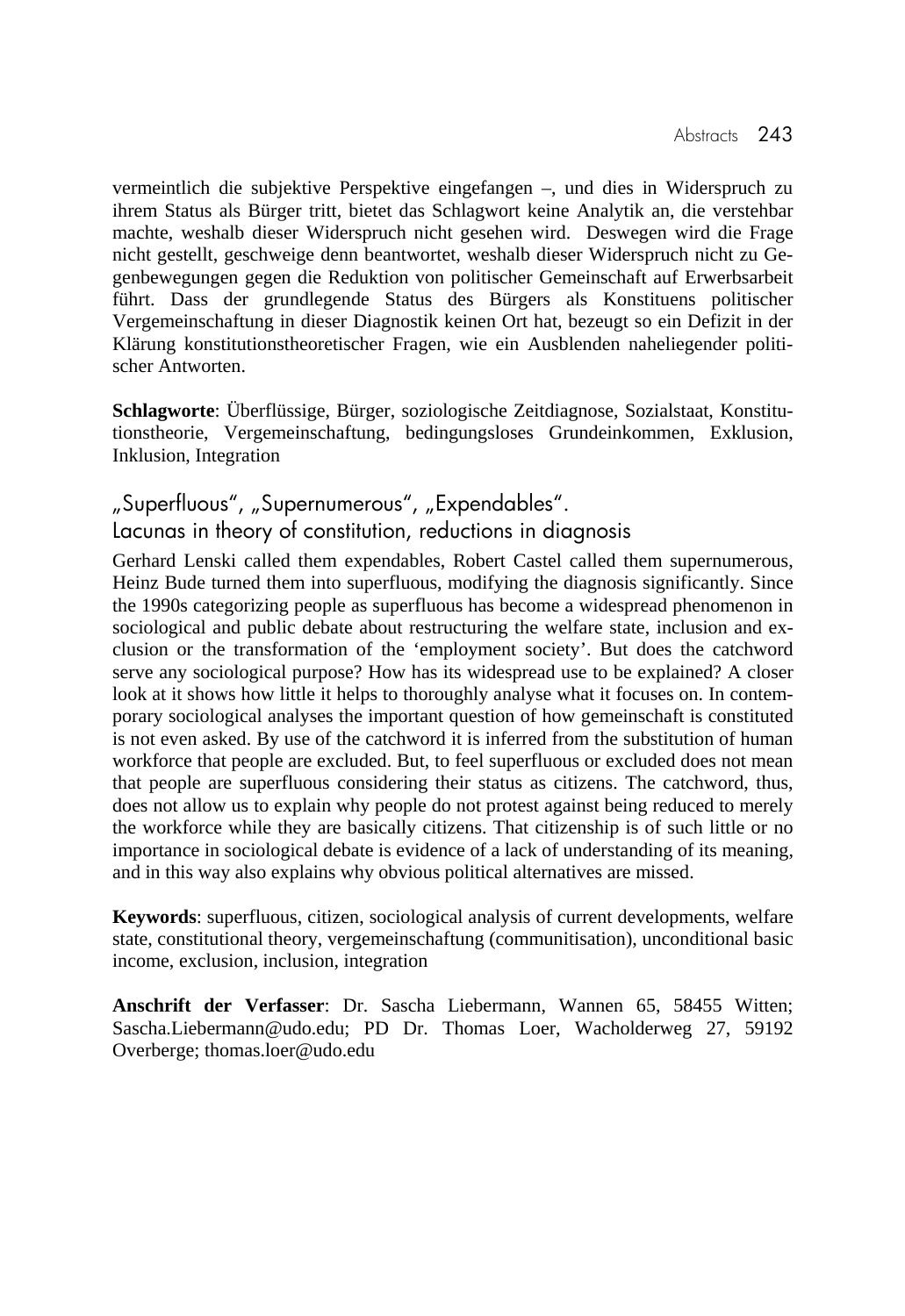vermeintlich die subjektive Perspektive eingefangen –, und dies in Widerspruch zu ihrem Status als Bürger tritt, bietet das Schlagwort keine Analytik an, die verstehbar machte, weshalb dieser Widerspruch nicht gesehen wird. Deswegen wird die Frage nicht gestellt, geschweige denn beantwortet, weshalb dieser Widerspruch nicht zu Gegenbewegungen gegen die Reduktion von politischer Gemeinschaft auf Erwerbsarbeit führt. Dass der grundlegende Status des Bürgers als Konstituens politischer Vergemeinschaftung in dieser Diagnostik keinen Ort hat, bezeugt so ein Defizit in der Klärung konstitutionstheoretischer Fragen, wie ein Ausblenden naheliegender politischer Antworten.

**Schlagworte**: Überflüssige, Bürger, soziologische Zeitdiagnose, Sozialstaat, Konstitutionstheorie, Vergemeinschaftung, bedingungsloses Grundeinkommen, Exklusion, Inklusion, Integration

## „Superfluous", „Supernumerous", „Expendables". Lacunas in theory of constitution, reductions in diagnosis

Gerhard Lenski called them expendables, Robert Castel called them supernumerous, Heinz Bude turned them into superfluous, modifying the diagnosis significantly. Since the 1990s categorizing people as superfluous has become a widespread phenomenon in sociological and public debate about restructuring the welfare state, inclusion and exclusion or the transformation of the 'employment society'. But does the catchword serve any sociological purpose? How has its widespread use to be explained? A closer look at it shows how little it helps to thoroughly analyse what it focuses on. In contemporary sociological analyses the important question of how gemeinschaft is constituted is not even asked. By use of the catchword it is inferred from the substitution of human workforce that people are excluded. But, to feel superfluous or excluded does not mean that people are superfluous considering their status as citizens. The catchword, thus, does not allow us to explain why people do not protest against being reduced to merely the workforce while they are basically citizens. That citizenship is of such little or no importance in sociological debate is evidence of a lack of understanding of its meaning, and in this way also explains why obvious political alternatives are missed.

**Keywords**: superfluous, citizen, sociological analysis of current developments, welfare state, constitutional theory, vergemeinschaftung (communitisation), unconditional basic income, exclusion, inclusion, integration

**Anschrift der Verfasser**: Dr. Sascha Liebermann, Wannen 65, 58455 Witten; Sascha.Liebermann@udo.edu; PD Dr. Thomas Loer, Wacholderweg 27, 59192 Overberge; thomas.loer@udo.edu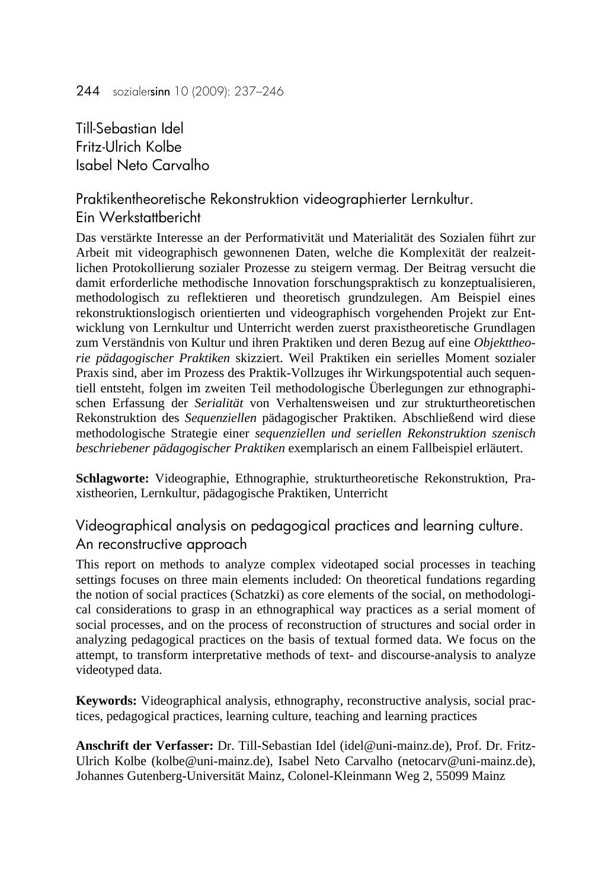Till-Sebastian Idel
Fritz-Ulrich Kolbe
Isabel Neto Carvalho

## Praktikentheoretische Rekonstruktion videographierter Lernkultur. Ein Werkstattbericht

Das verstärkte Interesse an der Performativität und Materialität des Sozialen führt zur Arbeit mit videographisch gewonnenen Daten, welche die Komplexität der realzeitlichen Protokollierung sozialer Prozesse zu steigern vermag. Der Beitrag versucht die damit erforderliche methodische Innovation forschungspraktisch zu konzeptualisieren, methodologisch zu reflektieren und theoretisch grundzulegen. Am Beispiel eines rekonstruktionslogisch orientierten und videographisch vorgehenden Projekt zur Entwicklung von Lernkultur und Unterricht werden zuerst praxistheoretische Grundlagen zum Verständnis von Kultur und ihren Praktiken und deren Bezug auf eine *Objekttheorie pädagogischer Praktiken* skizziert. Weil Praktiken ein serielles Moment sozialer Praxis sind, aber im Prozess des Praktik-Vollzuges ihr Wirkungspotential auch sequentiell entsteht, folgen im zweiten Teil methodologische Überlegungen zur ethnographischen Erfassung der *Serialität* von Verhaltensweisen und zur strukturtheoretischen Rekonstruktion des *Sequenziellen* pädagogischer Praktiken. Abschließend wird diese methodologische Strategie einer *sequenziellen und seriellen Rekonstruktion szenisch beschriebener pädagogischer Praktiken* exemplarisch an einem Fallbeispiel erläutert.

**Schlagworte:** Videographie, Ethnographie, strukturtheoretische Rekonstruktion, Praxistheorien, Lernkultur, pädagogische Praktiken, Unterricht

## Videographical analysis on pedagogical practices and learning culture. An reconstructive approach

This report on methods to analyze complex videotaped social processes in teaching settings focuses on three main elements included: On theoretical fundations regarding the notion of social practices (Schatzki) as core elements of the social, on methodological considerations to grasp in an ethnographical way practices as a serial moment of social processes, and on the process of reconstruction of structures and social order in analyzing pedagogical practices on the basis of textual formed data. We focus on the attempt, to transform interpretative methods of text- and discourse-analysis to analyze videotyped data.

**Keywords:** Videographical analysis, ethnography, reconstructive analysis, social practices, pedagogical practices, learning culture, teaching and learning practices

**Anschrift der Verfasser:** Dr. Till-Sebastian Idel (idel@uni-mainz.de), Prof. Dr. Fritz-Ulrich Kolbe (kolbe@uni-mainz.de), Isabel Neto Carvalho (netocarv@uni-mainz.de), Johannes Gutenberg-Universität Mainz, Colonel-Kleinmann Weg 2, 55099 Mainz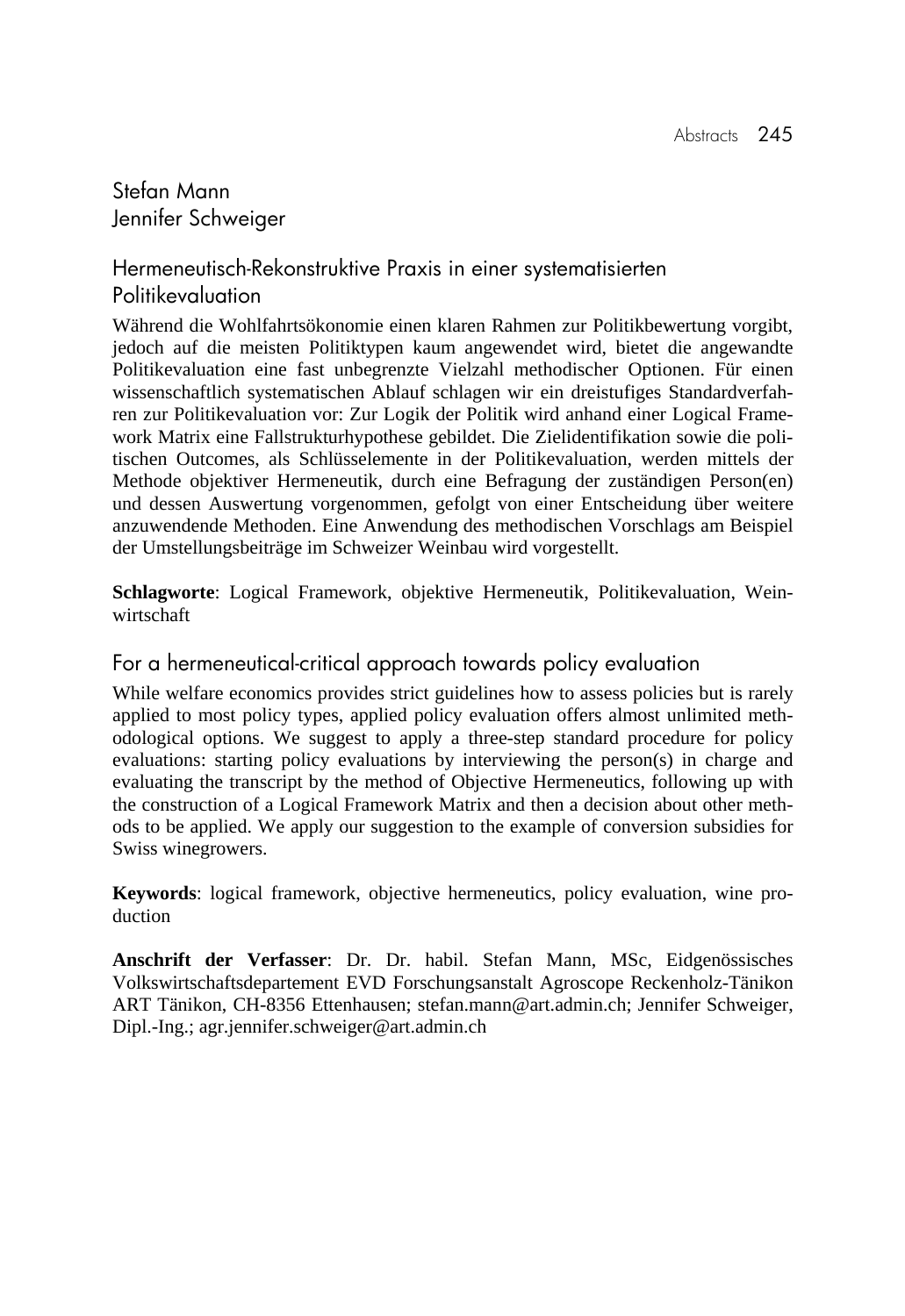Stefan Mann
Jennifer Schweiger

## Hermeneutisch-Rekonstruktive Praxis in einer systematisierten Politikevaluation

Während die Wohlfahrtsökonomie einen klaren Rahmen zur Politikbewertung vorgibt, jedoch auf die meisten Politiktypen kaum angewendet wird, bietet die angewandte Politikevaluation eine fast unbegrenzte Vielzahl methodischer Optionen. Für einen wissenschaftlich systematischen Ablauf schlagen wir ein dreistufiges Standardverfahren zur Politikevaluation vor: Zur Logik der Politik wird anhand einer Logical Framework Matrix eine Fallstrukturhypothese gebildet. Die Zielidentifikation sowie die politischen Outcomes, als Schlüsselelemente in der Politikevaluation, werden mittels der Methode objektiver Hermeneutik, durch eine Befragung der zuständigen Person(en) und dessen Auswertung vorgenommen, gefolgt von einer Entscheidung über weitere anzuwendende Methoden. Eine Anwendung des methodischen Vorschlags am Beispiel der Umstellungsbeiträge im Schweizer Weinbau wird vorgestellt.

**Schlagworte**: Logical Framework, objektive Hermeneutik, Politikevaluation, Weinwirtschaft

## For a hermeneutical-critical approach towards policy evaluation

While welfare economics provides strict guidelines how to assess policies but is rarely applied to most policy types, applied policy evaluation offers almost unlimited methodological options. We suggest to apply a three-step standard procedure for policy evaluations: starting policy evaluations by interviewing the person(s) in charge and evaluating the transcript by the method of Objective Hermeneutics, following up with the construction of a Logical Framework Matrix and then a decision about other methods to be applied. We apply our suggestion to the example of conversion subsidies for Swiss winegrowers.

**Keywords**: logical framework, objective hermeneutics, policy evaluation, wine production

**Anschrift der Verfasser**: Dr. Dr. habil. Stefan Mann, MSc, Eidgenössisches Volkswirtschaftsdepartement EVD Forschungsanstalt Agroscope Reckenholz-Tänikon ART Tänikon, CH-8356 Ettenhausen; stefan.mann@art.admin.ch; Jennifer Schweiger, Dipl.-Ing.; agr.jennifer.schweiger@art.admin.ch